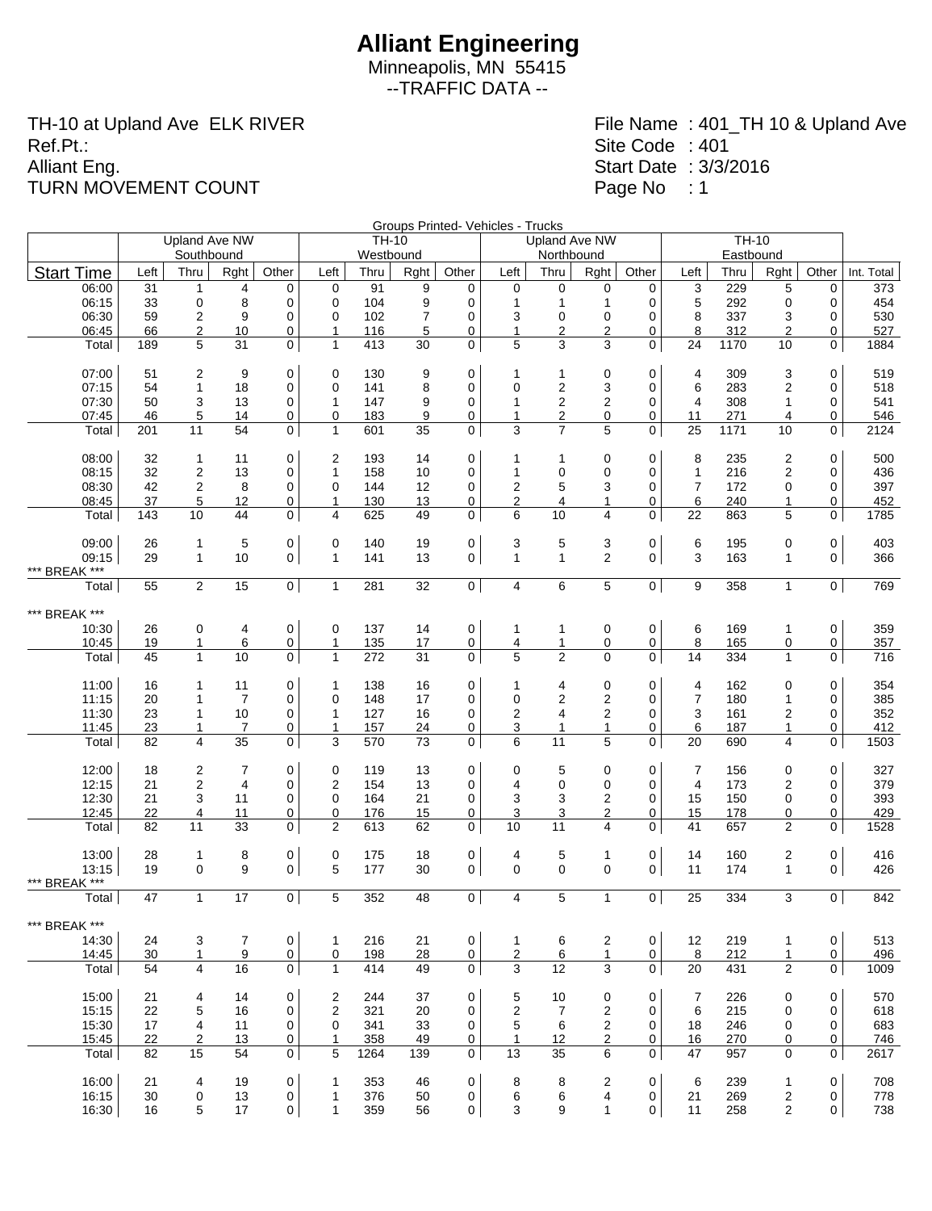# Alliant Engineering

Minneapolis, MN 55415

--TRAFFIC DATA --

TH-10 at Upland Ave ELK RIVER
Ref.Pt.:
Alliant Eng.
TURN MOVEMENT COUNT

File Name : 401_TH 10 & Upland Ave
Site Code : 401
Start Date : 3/3/2016
Page No : 1

Groups Printed- Vehicles - Trucks

| | Upland Ave NW Southbound | | | | TH-10 Westbound | | | | Upland Ave NW Northbound | | | | TH-10 Eastbound | | | | |
|---|---|---|---|---|---|---|---|---|---|---|---|---|---|---|---|---|---|
| Start Time | Left | Thru | Rght | Other | Left | Thru | Rght | Other | Left | Thru | Rght | Other | Left | Thru | Rght | Other | Int. Total |
| 06:00 | 31 | 1 | 4 | 0 | 0 | 91 | 9 | 0 | 0 | 0 | 0 | 0 | 3 | 229 | 5 | 0 | 373 |
| 06:15 | 33 | 0 | 8 | 0 | 0 | 104 | 9 | 0 | 1 | 1 | 1 | 0 | 5 | 292 | 0 | 0 | 454 |
| 06:30 | 59 | 2 | 9 | 0 | 0 | 102 | 7 | 0 | 3 | 0 | 0 | 0 | 8 | 337 | 3 | 0 | 530 |
| 06:45 | 66 | 2 | 10 | 0 | 1 | 116 | 5 | 0 | 1 | 2 | 2 | 0 | 8 | 312 | 2 | 0 | 527 |
| Total | 189 | 5 | 31 | 0 | 1 | 413 | 30 | 0 | 5 | 3 | 3 | 0 | 24 | 1170 | 10 | 0 | 1884 |
| | | | | | | | | | | | | | | | | | |
| 07:00 | 51 | 2 | 9 | 0 | 0 | 130 | 9 | 0 | 1 | 1 | 0 | 0 | 4 | 309 | 3 | 0 | 519 |
| 07:15 | 54 | 1 | 18 | 0 | 0 | 141 | 8 | 0 | 0 | 2 | 3 | 0 | 6 | 283 | 2 | 0 | 518 |
| 07:30 | 50 | 3 | 13 | 0 | 1 | 147 | 9 | 0 | 1 | 2 | 2 | 0 | 4 | 308 | 1 | 0 | 541 |
| 07:45 | 46 | 5 | 14 | 0 | 0 | 183 | 9 | 0 | 1 | 2 | 0 | 0 | 11 | 271 | 4 | 0 | 546 |
| Total | 201 | 11 | 54 | 0 | 1 | 601 | 35 | 0 | 3 | 7 | 5 | 0 | 25 | 1171 | 10 | 0 | 2124 |
| | | | | | | | | | | | | | | | | | |
| 08:00 | 32 | 1 | 11 | 0 | 2 | 193 | 14 | 0 | 1 | 1 | 0 | 0 | 8 | 235 | 2 | 0 | 500 |
| 08:15 | 32 | 2 | 13 | 0 | 1 | 158 | 10 | 0 | 1 | 0 | 0 | 0 | 1 | 216 | 2 | 0 | 436 |
| 08:30 | 42 | 2 | 8 | 0 | 0 | 144 | 12 | 0 | 2 | 5 | 3 | 0 | 7 | 172 | 0 | 0 | 397 |
| 08:45 | 37 | 5 | 12 | 0 | 1 | 130 | 13 | 0 | 2 | 4 | 1 | 0 | 6 | 240 | 1 | 0 | 452 |
| Total | 143 | 10 | 44 | 0 | 4 | 625 | 49 | 0 | 6 | 10 | 4 | 0 | 22 | 863 | 5 | 0 | 1785 |
| | | | | | | | | | | | | | | | | | |
| 09:00 | 26 | 1 | 5 | 0 | 0 | 140 | 19 | 0 | 3 | 5 | 3 | 0 | 6 | 195 | 0 | 0 | 403 |
| 09:15 | 29 | 1 | 10 | 0 | 1 | 141 | 13 | 0 | 1 | 1 | 2 | 0 | 3 | 163 | 1 | 0 | 366 |
| *** BREAK *** | | | | | | | | | | | | | | | | | |
| Total | 55 | 2 | 15 | 0 | 1 | 281 | 32 | 0 | 4 | 6 | 5 | 0 | 9 | 358 | 1 | 0 | 769 |
| | | | | | | | | | | | | | | | | | |
| *** BREAK *** | | | | | | | | | | | | | | | | | |
| 10:30 | 26 | 0 | 4 | 0 | 0 | 137 | 14 | 0 | 1 | 1 | 0 | 0 | 6 | 169 | 1 | 0 | 359 |
| 10:45 | 19 | 1 | 6 | 0 | 1 | 135 | 17 | 0 | 4 | 1 | 0 | 0 | 8 | 165 | 0 | 0 | 357 |
| Total | 45 | 1 | 10 | 0 | 1 | 272 | 31 | 0 | 5 | 2 | 0 | 0 | 14 | 334 | 1 | 0 | 716 |
| | | | | | | | | | | | | | | | | | |
| 11:00 | 16 | 1 | 11 | 0 | 1 | 138 | 16 | 0 | 1 | 4 | 0 | 0 | 4 | 162 | 0 | 0 | 354 |
| 11:15 | 20 | 1 | 7 | 0 | 0 | 148 | 17 | 0 | 0 | 2 | 2 | 0 | 7 | 180 | 1 | 0 | 385 |
| 11:30 | 23 | 1 | 10 | 0 | 1 | 127 | 16 | 0 | 2 | 4 | 2 | 0 | 3 | 161 | 2 | 0 | 352 |
| 11:45 | 23 | 1 | 7 | 0 | 1 | 157 | 24 | 0 | 3 | 1 | 1 | 0 | 6 | 187 | 1 | 0 | 412 |
| Total | 82 | 4 | 35 | 0 | 3 | 570 | 73 | 0 | 6 | 11 | 5 | 0 | 20 | 690 | 4 | 0 | 1503 |
| | | | | | | | | | | | | | | | | | |
| 12:00 | 18 | 2 | 7 | 0 | 0 | 119 | 13 | 0 | 0 | 5 | 0 | 0 | 7 | 156 | 0 | 0 | 327 |
| 12:15 | 21 | 2 | 4 | 0 | 2 | 154 | 13 | 0 | 4 | 0 | 0 | 0 | 4 | 173 | 2 | 0 | 379 |
| 12:30 | 21 | 3 | 11 | 0 | 0 | 164 | 21 | 0 | 3 | 3 | 2 | 0 | 15 | 150 | 0 | 0 | 393 |
| 12:45 | 22 | 4 | 11 | 0 | 0 | 176 | 15 | 0 | 3 | 3 | 2 | 0 | 15 | 178 | 0 | 0 | 429 |
| Total | 82 | 11 | 33 | 0 | 2 | 613 | 62 | 0 | 10 | 11 | 4 | 0 | 41 | 657 | 2 | 0 | 1528 |
| | | | | | | | | | | | | | | | | | |
| 13:00 | 28 | 1 | 8 | 0 | 0 | 175 | 18 | 0 | 4 | 5 | 1 | 0 | 14 | 160 | 2 | 0 | 416 |
| 13:15 | 19 | 0 | 9 | 0 | 5 | 177 | 30 | 0 | 0 | 0 | 0 | 0 | 11 | 174 | 1 | 0 | 426 |
| *** BREAK *** | | | | | | | | | | | | | | | | | |
| Total | 47 | 1 | 17 | 0 | 5 | 352 | 48 | 0 | 4 | 5 | 1 | 0 | 25 | 334 | 3 | 0 | 842 |
| | | | | | | | | | | | | | | | | | |
| *** BREAK *** | | | | | | | | | | | | | | | | | |
| 14:30 | 24 | 3 | 7 | 0 | 1 | 216 | 21 | 0 | 1 | 6 | 2 | 0 | 12 | 219 | 1 | 0 | 513 |
| 14:45 | 30 | 1 | 9 | 0 | 0 | 198 | 28 | 0 | 2 | 6 | 1 | 0 | 8 | 212 | 1 | 0 | 496 |
| Total | 54 | 4 | 16 | 0 | 1 | 414 | 49 | 0 | 3 | 12 | 3 | 0 | 20 | 431 | 2 | 0 | 1009 |
| | | | | | | | | | | | | | | | | | |
| 15:00 | 21 | 4 | 14 | 0 | 2 | 244 | 37 | 0 | 5 | 10 | 0 | 0 | 7 | 226 | 0 | 0 | 570 |
| 15:15 | 22 | 5 | 16 | 0 | 2 | 321 | 20 | 0 | 2 | 7 | 2 | 0 | 6 | 215 | 0 | 0 | 618 |
| 15:30 | 17 | 4 | 11 | 0 | 0 | 341 | 33 | 0 | 5 | 6 | 2 | 0 | 18 | 246 | 0 | 0 | 683 |
| 15:45 | 22 | 2 | 13 | 0 | 1 | 358 | 49 | 0 | 1 | 12 | 2 | 0 | 16 | 270 | 0 | 0 | 746 |
| Total | 82 | 15 | 54 | 0 | 5 | 1264 | 139 | 0 | 13 | 35 | 6 | 0 | 47 | 957 | 0 | 0 | 2617 |
| | | | | | | | | | | | | | | | | | |
| 16:00 | 21 | 4 | 19 | 0 | 1 | 353 | 46 | 0 | 8 | 8 | 2 | 0 | 6 | 239 | 1 | 0 | 708 |
| 16:15 | 30 | 0 | 13 | 0 | 1 | 376 | 50 | 0 | 6 | 6 | 4 | 0 | 21 | 269 | 2 | 0 | 778 |
| 16:30 | 16 | 5 | 17 | 0 | 1 | 359 | 56 | 0 | 3 | 9 | 1 | 0 | 11 | 258 | 2 | 0 | 738 |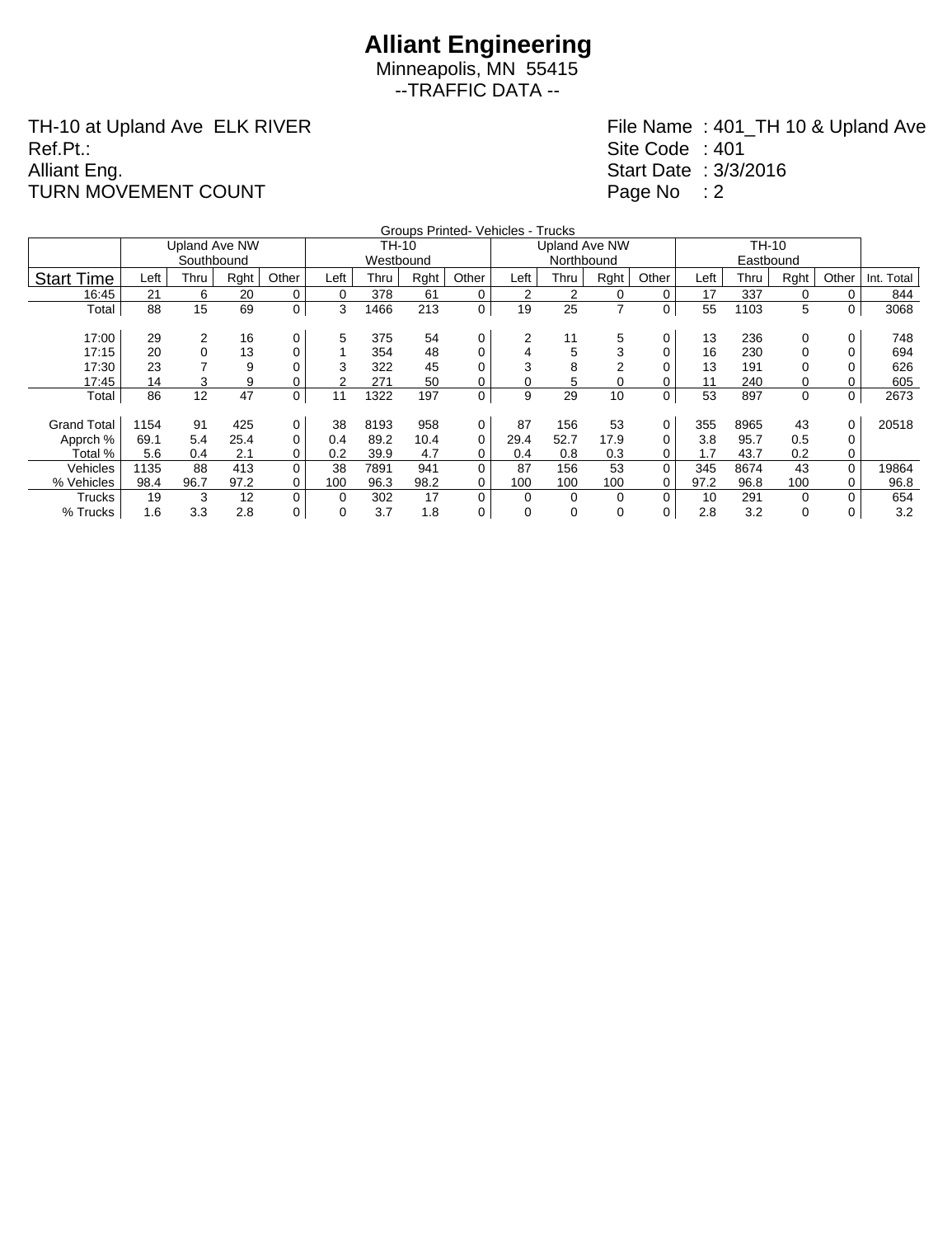# Alliant Engineering

Minneapolis, MN 55415

--TRAFFIC DATA --

TH-10 at Upland Ave ELK RIVER
Ref.Pt.:
Alliant Eng.
TURN MOVEMENT COUNT

File Name : 401_TH 10 & Upland Ave
Site Code : 401
Start Date : 3/3/2016
Page No : 2

Groups Printed- Vehicles - Trucks

| | Upland Ave NW Southbound | | | | TH-10 Westbound | | | | Upland Ave NW Northbound | | | | TH-10 Eastbound | | | | |
|---|---|---|---|---|---|---|---|---|---|---|---|---|---|---|---|---|---|
| Start Time | Left | Thru | Rght | Other | Left | Thru | Rght | Other | Left | Thru | Rght | Other | Left | Thru | Rght | Other | Int. Total |
| 16:45 | 21 | 6 | 20 | 0 | 0 | 378 | 61 | 0 | 2 | 2 | 0 | 0 | 17 | 337 | 0 | 0 | 844 |
| Total | 88 | 15 | 69 | 0 | 3 | 1466 | 213 | 0 | 19 | 25 | 7 | 0 | 55 | 1103 | 5 | 0 | 3068 |
| | | | | | | | | | | | | | | | | | |
| 17:00 | 29 | 2 | 16 | 0 | 5 | 375 | 54 | 0 | 2 | 11 | 5 | 0 | 13 | 236 | 0 | 0 | 748 |
| 17:15 | 20 | 0 | 13 | 0 | 1 | 354 | 48 | 0 | 4 | 5 | 3 | 0 | 16 | 230 | 0 | 0 | 694 |
| 17:30 | 23 | 7 | 9 | 0 | 3 | 322 | 45 | 0 | 3 | 8 | 2 | 0 | 13 | 191 | 0 | 0 | 626 |
| 17:45 | 14 | 3 | 9 | 0 | 2 | 271 | 50 | 0 | 0 | 5 | 0 | 0 | 11 | 240 | 0 | 0 | 605 |
| Total | 86 | 12 | 47 | 0 | 11 | 1322 | 197 | 0 | 9 | 29 | 10 | 0 | 53 | 897 | 0 | 0 | 2673 |
| | | | | | | | | | | | | | | | | | |
| Grand Total | 1154 | 91 | 425 | 0 | 38 | 8193 | 958 | 0 | 87 | 156 | 53 | 0 | 355 | 8965 | 43 | 0 | 20518 |
| Apprch % | 69.1 | 5.4 | 25.4 | 0 | 0.4 | 89.2 | 10.4 | 0 | 29.4 | 52.7 | 17.9 | 0 | 3.8 | 95.7 | 0.5 | 0 | |
| Total % | 5.6 | 0.4 | 2.1 | 0 | 0.2 | 39.9 | 4.7 | 0 | 0.4 | 0.8 | 0.3 | 0 | 1.7 | 43.7 | 0.2 | 0 | |
| Vehicles | 1135 | 88 | 413 | 0 | 38 | 7891 | 941 | 0 | 87 | 156 | 53 | 0 | 345 | 8674 | 43 | 0 | 19864 |
| % Vehicles | 98.4 | 96.7 | 97.2 | 0 | 100 | 96.3 | 98.2 | 0 | 100 | 100 | 100 | 0 | 97.2 | 96.8 | 100 | 0 | 96.8 |
| Trucks | 19 | 3 | 12 | 0 | 0 | 302 | 17 | 0 | 0 | 0 | 0 | 0 | 10 | 291 | 0 | 0 | 654 |
| % Trucks | 1.6 | 3.3 | 2.8 | 0 | 0 | 3.7 | 1.8 | 0 | 0 | 0 | 0 | 0 | 2.8 | 3.2 | 0 | 0 | 3.2 |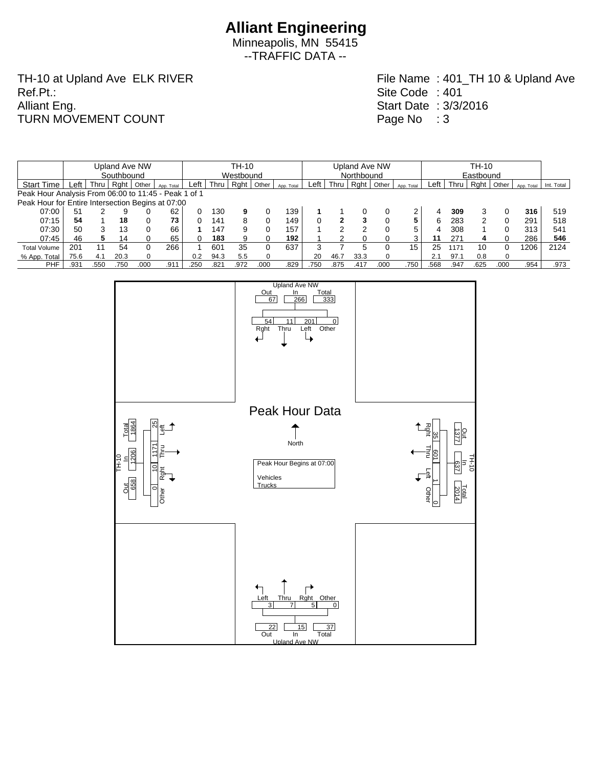# Alliant Engineering

Minneapolis, MN 55415

--TRAFFIC DATA --

TH-10 at Upland Ave ELK RIVER
Ref.Pt.:
Alliant Eng.
TURN MOVEMENT COUNT

File Name : 401_TH 10 & Upland Ave
Site Code : 401
Start Date : 3/3/2016
Page No : 3

| | Upland Ave NW Southbound | | | | | TH-10 Westbound | | | | | Upland Ave NW Northbound | | | | | TH-10 Eastbound | | | | | |
|---|---|---|---|---|---|---|---|---|---|---|---|---|---|---|---|---|---|---|---|---|---|
| Start Time | Left | Thru | Rght | Other | App. Total | Left | Thru | Rght | Other | App. Total | Left | Thru | Rght | Other | App. Total | Left | Thru | Rght | Other | App. Total | Int. Total |
| Peak Hour Analysis From 06:00 to 11:45 - Peak 1 of 1 | | | | | | | | | | | | | | | | | | | | | |
| Peak Hour for Entire Intersection Begins at 07:00 | | | | | | | | | | | | | | | | | | | | | |
| 07:00 | 51 | 2 | 9 | 0 | 62 | 0 | 130 | **9** | 0 | 139 | **1** | 1 | 0 | 0 | 2 | 4 | **309** | 3 | 0 | **316** | 519 |
| 07:15 | **54** | 1 | **18** | 0 | **73** | 0 | 141 | 8 | 0 | 149 | 0 | **2** | **3** | 0 | **5** | 6 | 283 | 2 | 0 | 291 | 518 |
| 07:30 | 50 | 3 | 13 | 0 | 66 | **1** | 147 | 9 | 0 | 157 | 1 | 2 | 2 | 0 | 5 | 4 | 308 | 1 | 0 | 313 | 541 |
| 07:45 | 46 | **5** | 14 | 0 | 65 | 0 | **183** | 9 | 0 | **192** | 1 | 2 | 0 | 0 | 3 | **11** | 271 | **4** | 0 | 286 | **546** |
| Total Volume | 201 | 11 | 54 | 0 | 266 | 1 | 601 | 35 | 0 | 637 | 3 | 7 | 5 | 0 | 15 | 25 | 1171 | 10 | 0 | 1206 | 2124 |
| % App. Total | 75.6 | 4.1 | 20.3 | 0 | | 0.2 | 94.3 | 5.5 | 0 | | 20 | 46.7 | 33.3 | 0 | | 2.1 | 97.1 | 0.8 | 0 | | |
| PHF | .931 | .550 | .750 | .000 | .911 | .250 | .821 | .972 | .000 | .829 | .750 | .875 | .417 | .000 | .750 | .568 | .947 | .625 | .000 | .954 | .973 |

## Peak Hour Data

Peak Hour Begins at 07:00

Vehicles
Trucks

North

**Upland Ave NW (north leg):** Out 67, In 266, Total 333; Rght 54, Thru 11, Left 201, Other 0

**TH-10 (east leg):** Out 1377, In 637, Total 2014; Rght 35, Thru 601, Left 1, Other 0

**Upland Ave NW (south leg):** Out 22, In 15, Total 37; Left 3, Thru 7, Rght 5, Other 0

**TH-10 (west leg):** Out 658, In 1206, Total 1864; Left 25, Thru 1171, Rght 10, Other 0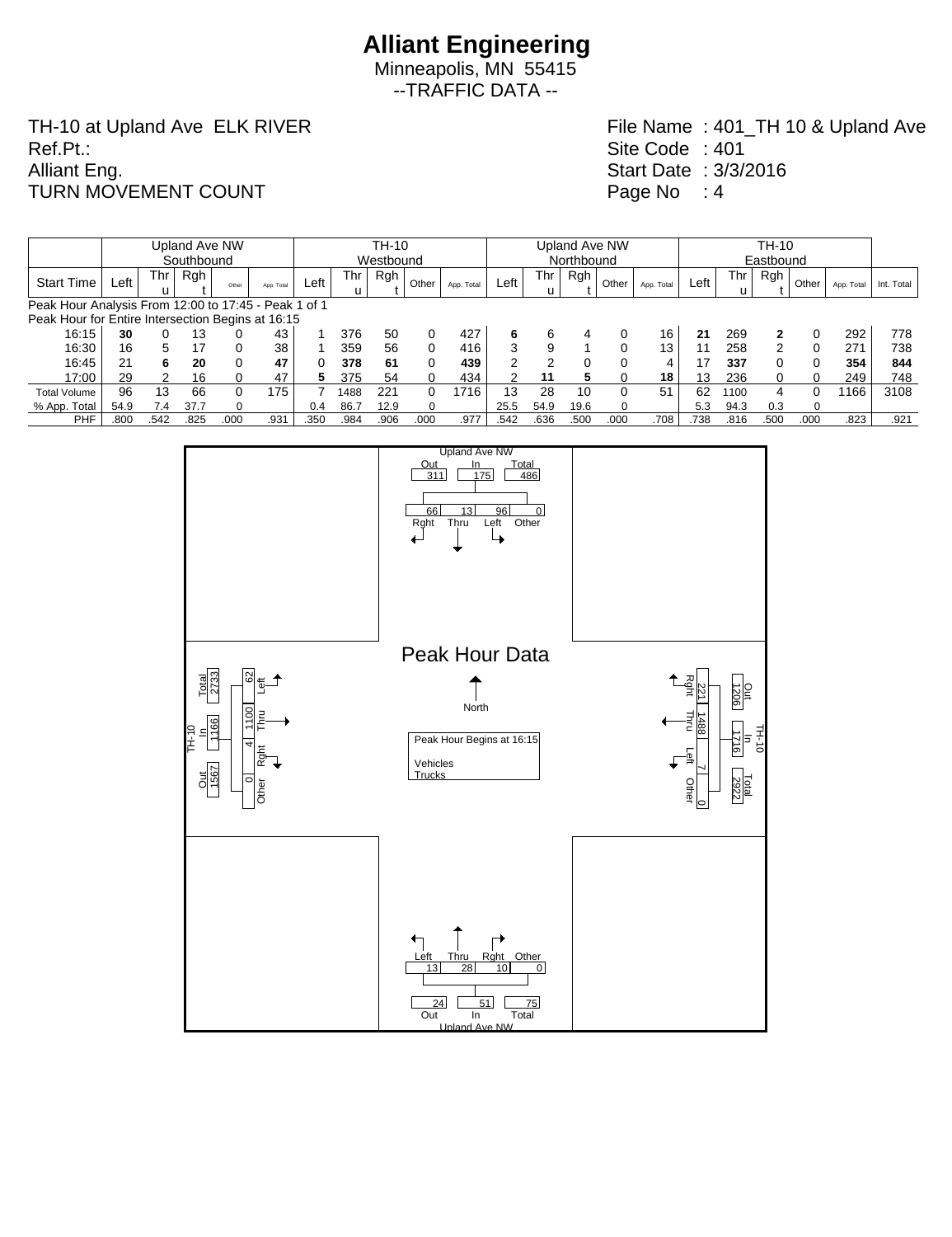# Alliant Engineering

Minneapolis, MN 55415

--TRAFFIC DATA --

TH-10 at Upland Ave ELK RIVER
Ref.Pt.:
Alliant Eng.
TURN MOVEMENT COUNT

File Name : 401_TH 10 & Upland Ave
Site Code : 401
Start Date : 3/3/2016
Page No : 4

| | Upland Ave NW Southbound | | | | | TH-10 Westbound | | | | | Upland Ave NW Northbound | | | | | TH-10 Eastbound | | | | | |
|---|---|---|---|---|---|---|---|---|---|---|---|---|---|---|---|---|---|---|---|---|---|
| Start Time | Left | Thru | Rght | Other | App. Total | Left | Thru | Rght | Other | App. Total | Left | Thru | Rght | Other | App. Total | Left | Thru | Rght | Other | App. Total | Int. Total |
| Peak Hour Analysis From 12:00 to 17:45 - Peak 1 of 1 | | | | | | | | | | | | | | | | | | | | | |
| Peak Hour for Entire Intersection Begins at 16:15 | | | | | | | | | | | | | | | | | | | | | |
| 16:15 | **30** | 0 | 13 | 0 | 43 | 1 | 376 | 50 | 0 | 427 | **6** | 6 | 4 | 0 | 16 | **21** | 269 | **2** | 0 | 292 | 778 |
| 16:30 | 16 | 5 | 17 | 0 | 38 | 1 | 359 | 56 | 0 | 416 | 3 | 9 | 1 | 0 | 13 | 11 | 258 | 2 | 0 | 271 | 738 |
| 16:45 | 21 | **6** | **20** | 0 | **47** | 0 | **378** | **61** | 0 | **439** | 2 | 2 | 0 | 0 | 4 | 17 | **337** | 0 | 0 | **354** | **844** |
| 17:00 | 29 | 2 | 16 | 0 | 47 | **5** | 375 | 54 | 0 | 434 | 2 | **11** | **5** | 0 | **18** | 13 | 236 | 0 | 0 | 249 | 748 |
| Total Volume | 96 | 13 | 66 | 0 | 175 | 7 | 1488 | 221 | 0 | 1716 | 13 | 28 | 10 | 0 | 51 | 62 | 1100 | 4 | 0 | 1166 | 3108 |
| % App. Total | 54.9 | 7.4 | 37.7 | 0 | | 0.4 | 86.7 | 12.9 | 0 | | 25.5 | 54.9 | 19.6 | 0 | | 5.3 | 94.3 | 0.3 | 0 | | |
| PHF | .800 | .542 | .825 | .000 | .931 | .350 | .984 | .906 | .000 | .977 | .542 | .636 | .500 | .000 | .708 | .738 | .816 | .500 | .000 | .823 | .921 |

Peak Hour Data

Upland Ave NW
Out 311 In 175 Total 486
66 Rght 13 Thru 96 Left 0 Other

TH-10
Total 2733 In 1166 Out 1567
62 Left 1100 Thru 4 Rght 0 Other

North

Peak Hour Begins at 16:15
Vehicles
Trucks

TH-10
Out 1206 In 1716 Total 2922
221 Rght 1488 Thru 7 Left 0 Other

Left 13 Thru 28 Rght 10 Other 0
Out 24 In 51 Total 75
Upland Ave NW